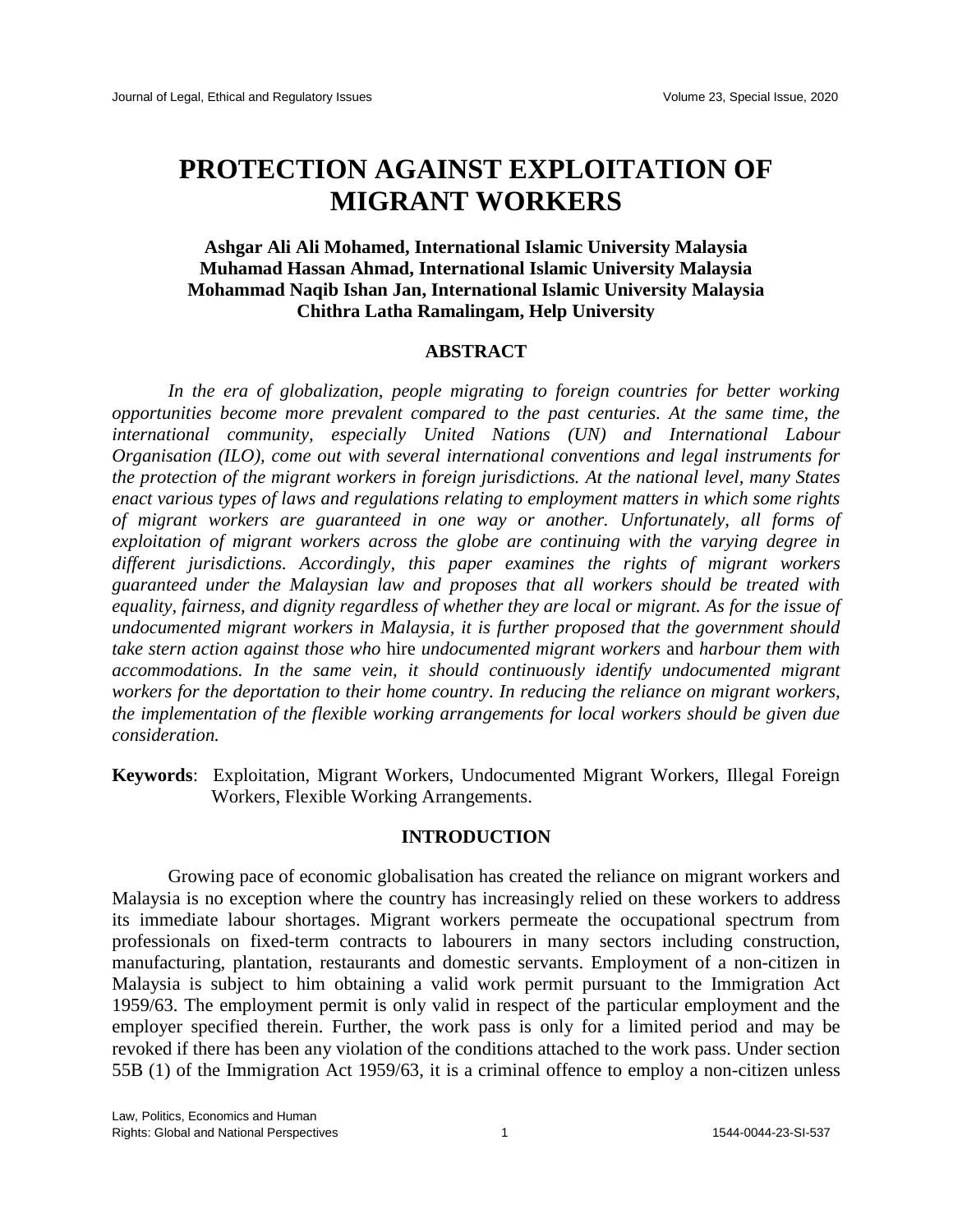# PROTECTION AGAINST EXPLOITATION OF MIGRANT WORKERS

**Ashgar Ali Ali Mohamed, International Islamic University Malaysia**
**Muhamad Hassan Ahmad, International Islamic University Malaysia**
**Mohammad Naqib Ishan Jan, International Islamic University Malaysia**
**Chithra Latha Ramalingam, Help University**

## ABSTRACT

*In the era of globalization, people migrating to foreign countries for better working opportunities become more prevalent compared to the past centuries. At the same time, the international community, especially United Nations (UN) and International Labour Organisation (ILO), come out with several international conventions and legal instruments for the protection of the migrant workers in foreign jurisdictions. At the national level, many States enact various types of laws and regulations relating to employment matters in which some rights of migrant workers are guaranteed in one way or another. Unfortunately, all forms of exploitation of migrant workers across the globe are continuing with the varying degree in different jurisdictions. Accordingly, this paper examines the rights of migrant workers guaranteed under the Malaysian law and proposes that all workers should be treated with equality, fairness, and dignity regardless of whether they are local or migrant. As for the issue of undocumented migrant workers in Malaysia, it is further proposed that the government should take stern action against those who* hire *undocumented migrant workers* and *harbour them with accommodations. In the same vein, it should continuously identify undocumented migrant workers for the deportation to their home country. In reducing the reliance on migrant workers, the implementation of the flexible working arrangements for local workers should be given due consideration.*

**Keywords**: Exploitation, Migrant Workers, Undocumented Migrant Workers, Illegal Foreign Workers, Flexible Working Arrangements.

## INTRODUCTION

Growing pace of economic globalisation has created the reliance on migrant workers and Malaysia is no exception where the country has increasingly relied on these workers to address its immediate labour shortages. Migrant workers permeate the occupational spectrum from professionals on fixed-term contracts to labourers in many sectors including construction, manufacturing, plantation, restaurants and domestic servants. Employment of a non-citizen in Malaysia is subject to him obtaining a valid work permit pursuant to the Immigration Act 1959/63. The employment permit is only valid in respect of the particular employment and the employer specified therein. Further, the work pass is only for a limited period and may be revoked if there has been any violation of the conditions attached to the work pass. Under section 55B (1) of the Immigration Act 1959/63, it is a criminal offence to employ a non-citizen unless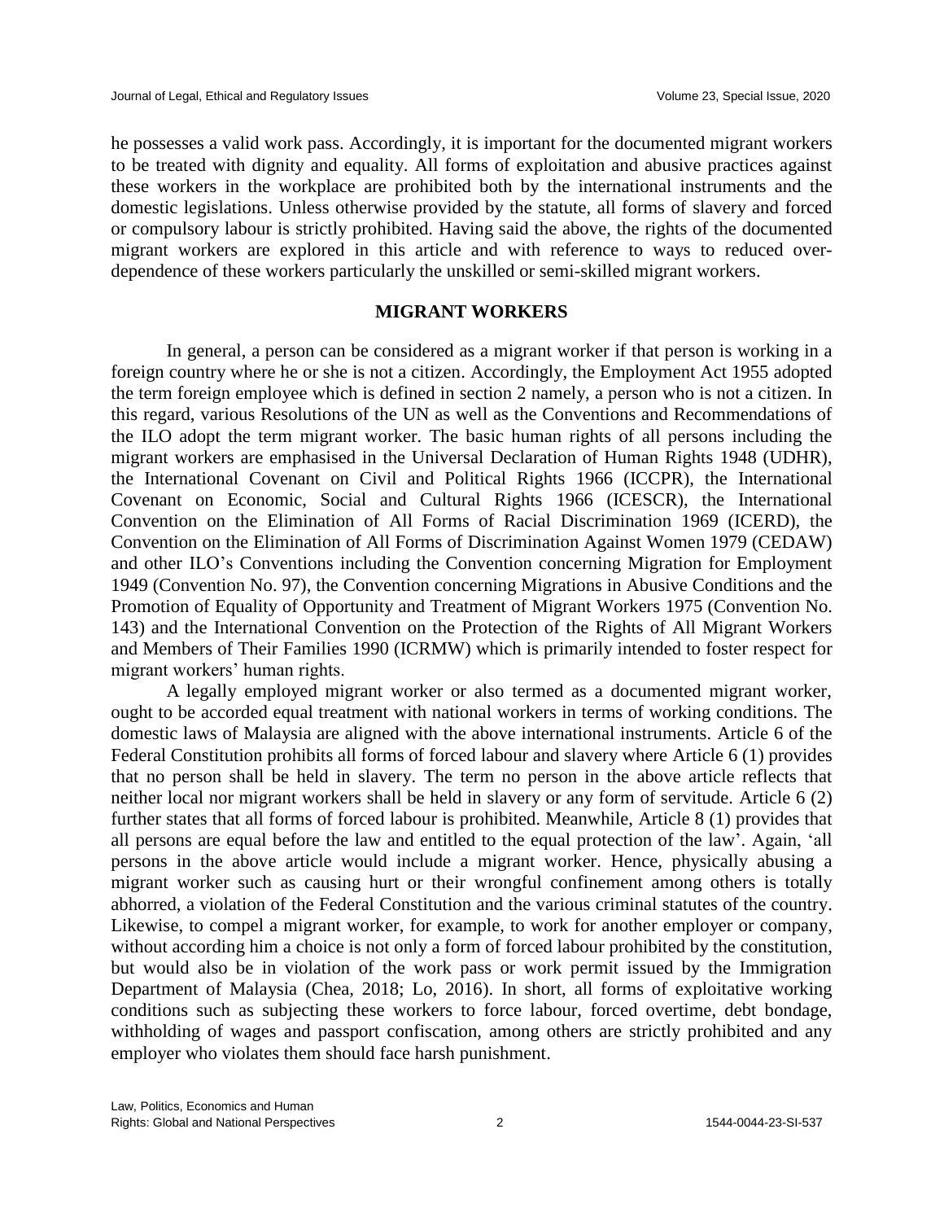he possesses a valid work pass. Accordingly, it is important for the documented migrant workers to be treated with dignity and equality. All forms of exploitation and abusive practices against these workers in the workplace are prohibited both by the international instruments and the domestic legislations. Unless otherwise provided by the statute, all forms of slavery and forced or compulsory labour is strictly prohibited. Having said the above, the rights of the documented migrant workers are explored in this article and with reference to ways to reduced over-dependence of these workers particularly the unskilled or semi-skilled migrant workers.

## MIGRANT WORKERS

In general, a person can be considered as a migrant worker if that person is working in a foreign country where he or she is not a citizen. Accordingly, the Employment Act 1955 adopted the term foreign employee which is defined in section 2 namely, a person who is not a citizen. In this regard, various Resolutions of the UN as well as the Conventions and Recommendations of the ILO adopt the term migrant worker. The basic human rights of all persons including the migrant workers are emphasised in the Universal Declaration of Human Rights 1948 (UDHR), the International Covenant on Civil and Political Rights 1966 (ICCPR), the International Covenant on Economic, Social and Cultural Rights 1966 (ICESCR), the International Convention on the Elimination of All Forms of Racial Discrimination 1969 (ICERD), the Convention on the Elimination of All Forms of Discrimination Against Women 1979 (CEDAW) and other ILO's Conventions including the Convention concerning Migration for Employment 1949 (Convention No. 97), the Convention concerning Migrations in Abusive Conditions and the Promotion of Equality of Opportunity and Treatment of Migrant Workers 1975 (Convention No. 143) and the International Convention on the Protection of the Rights of All Migrant Workers and Members of Their Families 1990 (ICRMW) which is primarily intended to foster respect for migrant workers' human rights.

A legally employed migrant worker or also termed as a documented migrant worker, ought to be accorded equal treatment with national workers in terms of working conditions. The domestic laws of Malaysia are aligned with the above international instruments. Article 6 of the Federal Constitution prohibits all forms of forced labour and slavery where Article 6 (1) provides that no person shall be held in slavery. The term no person in the above article reflects that neither local nor migrant workers shall be held in slavery or any form of servitude. Article 6 (2) further states that all forms of forced labour is prohibited. Meanwhile, Article 8 (1) provides that all persons are equal before the law and entitled to the equal protection of the law'. Again, 'all persons in the above article would include a migrant worker. Hence, physically abusing a migrant worker such as causing hurt or their wrongful confinement among others is totally abhorred, a violation of the Federal Constitution and the various criminal statutes of the country. Likewise, to compel a migrant worker, for example, to work for another employer or company, without according him a choice is not only a form of forced labour prohibited by the constitution, but would also be in violation of the work pass or work permit issued by the Immigration Department of Malaysia (Chea, 2018; Lo, 2016). In short, all forms of exploitative working conditions such as subjecting these workers to force labour, forced overtime, debt bondage, withholding of wages and passport confiscation, among others are strictly prohibited and any employer who violates them should face harsh punishment.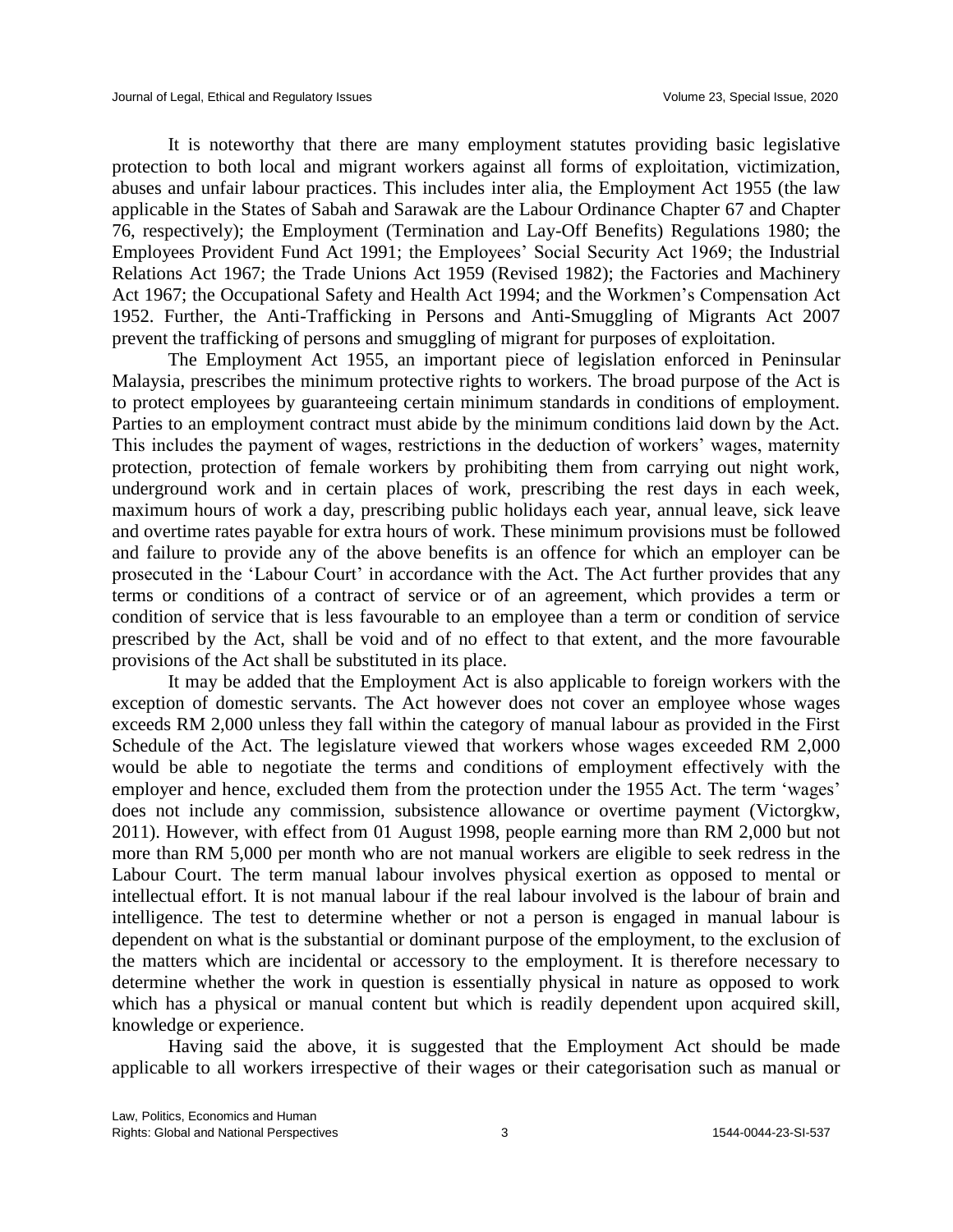It is noteworthy that there are many employment statutes providing basic legislative protection to both local and migrant workers against all forms of exploitation, victimization, abuses and unfair labour practices. This includes inter alia, the Employment Act 1955 (the law applicable in the States of Sabah and Sarawak are the Labour Ordinance Chapter 67 and Chapter 76, respectively); the Employment (Termination and Lay-Off Benefits) Regulations 1980; the Employees Provident Fund Act 1991; the Employees' Social Security Act 1969; the Industrial Relations Act 1967; the Trade Unions Act 1959 (Revised 1982); the Factories and Machinery Act 1967; the Occupational Safety and Health Act 1994; and the Workmen's Compensation Act 1952. Further, the Anti-Trafficking in Persons and Anti-Smuggling of Migrants Act 2007 prevent the trafficking of persons and smuggling of migrant for purposes of exploitation.

The Employment Act 1955, an important piece of legislation enforced in Peninsular Malaysia, prescribes the minimum protective rights to workers. The broad purpose of the Act is to protect employees by guaranteeing certain minimum standards in conditions of employment. Parties to an employment contract must abide by the minimum conditions laid down by the Act. This includes the payment of wages, restrictions in the deduction of workers' wages, maternity protection, protection of female workers by prohibiting them from carrying out night work, underground work and in certain places of work, prescribing the rest days in each week, maximum hours of work a day, prescribing public holidays each year, annual leave, sick leave and overtime rates payable for extra hours of work. These minimum provisions must be followed and failure to provide any of the above benefits is an offence for which an employer can be prosecuted in the 'Labour Court' in accordance with the Act. The Act further provides that any terms or conditions of a contract of service or of an agreement, which provides a term or condition of service that is less favourable to an employee than a term or condition of service prescribed by the Act, shall be void and of no effect to that extent, and the more favourable provisions of the Act shall be substituted in its place.

It may be added that the Employment Act is also applicable to foreign workers with the exception of domestic servants. The Act however does not cover an employee whose wages exceeds RM 2,000 unless they fall within the category of manual labour as provided in the First Schedule of the Act. The legislature viewed that workers whose wages exceeded RM 2,000 would be able to negotiate the terms and conditions of employment effectively with the employer and hence, excluded them from the protection under the 1955 Act. The term 'wages' does not include any commission, subsistence allowance or overtime payment (Victorgkw, 2011). However, with effect from 01 August 1998, people earning more than RM 2,000 but not more than RM 5,000 per month who are not manual workers are eligible to seek redress in the Labour Court. The term manual labour involves physical exertion as opposed to mental or intellectual effort. It is not manual labour if the real labour involved is the labour of brain and intelligence. The test to determine whether or not a person is engaged in manual labour is dependent on what is the substantial or dominant purpose of the employment, to the exclusion of the matters which are incidental or accessory to the employment. It is therefore necessary to determine whether the work in question is essentially physical in nature as opposed to work which has a physical or manual content but which is readily dependent upon acquired skill, knowledge or experience.

Having said the above, it is suggested that the Employment Act should be made applicable to all workers irrespective of their wages or their categorisation such as manual or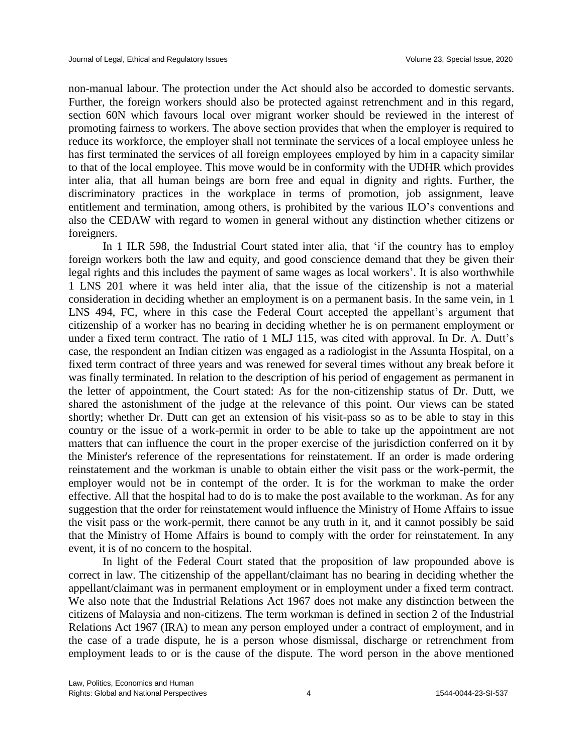non-manual labour. The protection under the Act should also be accorded to domestic servants. Further, the foreign workers should also be protected against retrenchment and in this regard, section 60N which favours local over migrant worker should be reviewed in the interest of promoting fairness to workers. The above section provides that when the employer is required to reduce its workforce, the employer shall not terminate the services of a local employee unless he has first terminated the services of all foreign employees employed by him in a capacity similar to that of the local employee. This move would be in conformity with the UDHR which provides inter alia, that all human beings are born free and equal in dignity and rights. Further, the discriminatory practices in the workplace in terms of promotion, job assignment, leave entitlement and termination, among others, is prohibited by the various ILO's conventions and also the CEDAW with regard to women in general without any distinction whether citizens or foreigners.

In 1 ILR 598, the Industrial Court stated inter alia, that 'if the country has to employ foreign workers both the law and equity, and good conscience demand that they be given their legal rights and this includes the payment of same wages as local workers'. It is also worthwhile 1 LNS 201 where it was held inter alia, that the issue of the citizenship is not a material consideration in deciding whether an employment is on a permanent basis. In the same vein, in 1 LNS 494, FC, where in this case the Federal Court accepted the appellant's argument that citizenship of a worker has no bearing in deciding whether he is on permanent employment or under a fixed term contract. The ratio of 1 MLJ 115, was cited with approval. In Dr. A. Dutt's case, the respondent an Indian citizen was engaged as a radiologist in the Assunta Hospital, on a fixed term contract of three years and was renewed for several times without any break before it was finally terminated. In relation to the description of his period of engagement as permanent in the letter of appointment, the Court stated: As for the non-citizenship status of Dr. Dutt, we shared the astonishment of the judge at the relevance of this point. Our views can be stated shortly; whether Dr. Dutt can get an extension of his visit-pass so as to be able to stay in this country or the issue of a work-permit in order to be able to take up the appointment are not matters that can influence the court in the proper exercise of the jurisdiction conferred on it by the Minister's reference of the representations for reinstatement. If an order is made ordering reinstatement and the workman is unable to obtain either the visit pass or the work-permit, the employer would not be in contempt of the order. It is for the workman to make the order effective. All that the hospital had to do is to make the post available to the workman. As for any suggestion that the order for reinstatement would influence the Ministry of Home Affairs to issue the visit pass or the work-permit, there cannot be any truth in it, and it cannot possibly be said that the Ministry of Home Affairs is bound to comply with the order for reinstatement. In any event, it is of no concern to the hospital.

In light of the Federal Court stated that the proposition of law propounded above is correct in law. The citizenship of the appellant/claimant has no bearing in deciding whether the appellant/claimant was in permanent employment or in employment under a fixed term contract. We also note that the Industrial Relations Act 1967 does not make any distinction between the citizens of Malaysia and non-citizens. The term workman is defined in section 2 of the Industrial Relations Act 1967 (IRA) to mean any person employed under a contract of employment, and in the case of a trade dispute, he is a person whose dismissal, discharge or retrenchment from employment leads to or is the cause of the dispute. The word person in the above mentioned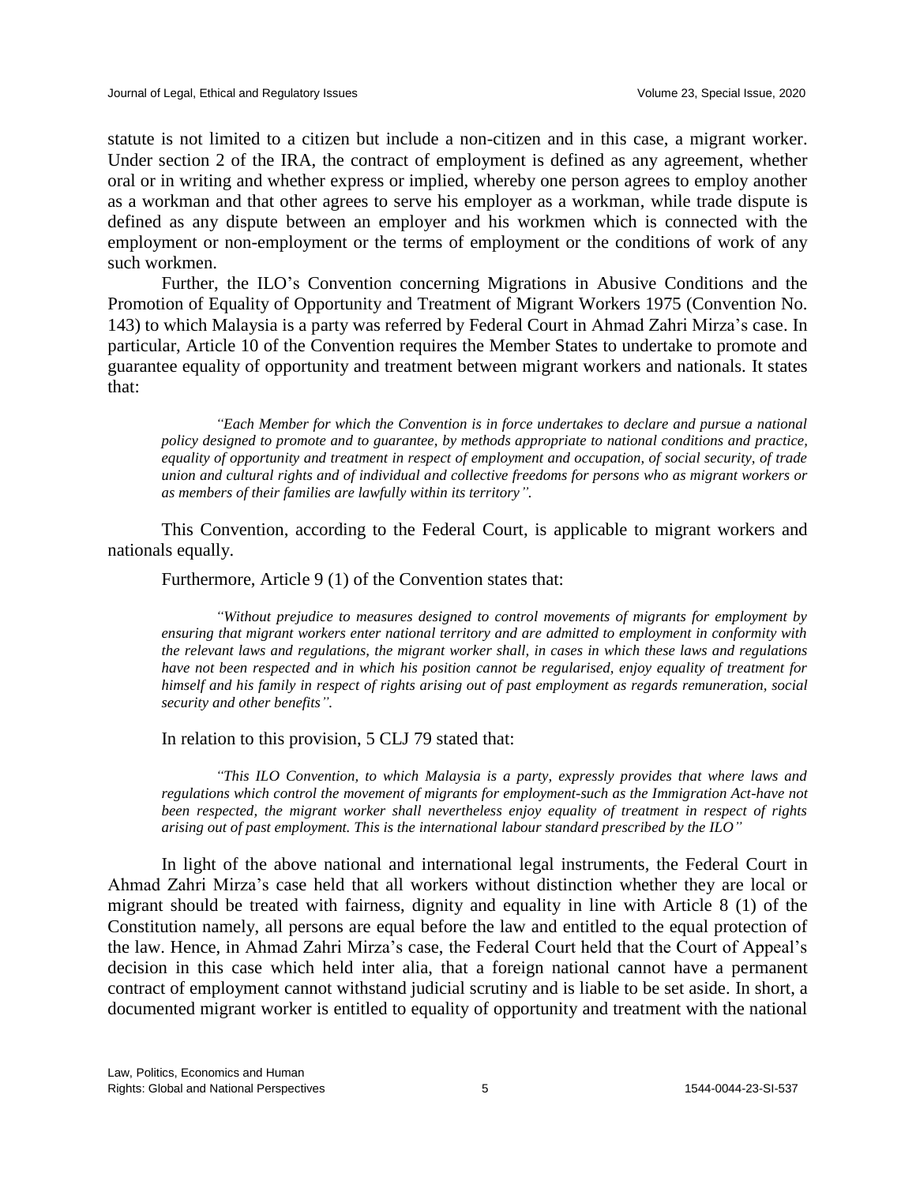statute is not limited to a citizen but include a non-citizen and in this case, a migrant worker. Under section 2 of the IRA, the contract of employment is defined as any agreement, whether oral or in writing and whether express or implied, whereby one person agrees to employ another as a workman and that other agrees to serve his employer as a workman, while trade dispute is defined as any dispute between an employer and his workmen which is connected with the employment or non-employment or the terms of employment or the conditions of work of any such workmen.

Further, the ILO's Convention concerning Migrations in Abusive Conditions and the Promotion of Equality of Opportunity and Treatment of Migrant Workers 1975 (Convention No. 143) to which Malaysia is a party was referred by Federal Court in Ahmad Zahri Mirza's case. In particular, Article 10 of the Convention requires the Member States to undertake to promote and guarantee equality of opportunity and treatment between migrant workers and nationals. It states that:

> *"Each Member for which the Convention is in force undertakes to declare and pursue a national policy designed to promote and to guarantee, by methods appropriate to national conditions and practice, equality of opportunity and treatment in respect of employment and occupation, of social security, of trade union and cultural rights and of individual and collective freedoms for persons who as migrant workers or as members of their families are lawfully within its territory".*

This Convention, according to the Federal Court, is applicable to migrant workers and nationals equally.

Furthermore, Article 9 (1) of the Convention states that:

> *"Without prejudice to measures designed to control movements of migrants for employment by ensuring that migrant workers enter national territory and are admitted to employment in conformity with the relevant laws and regulations, the migrant worker shall, in cases in which these laws and regulations have not been respected and in which his position cannot be regularised, enjoy equality of treatment for himself and his family in respect of rights arising out of past employment as regards remuneration, social security and other benefits".*

In relation to this provision, 5 CLJ 79 stated that:

> *"This ILO Convention, to which Malaysia is a party, expressly provides that where laws and regulations which control the movement of migrants for employment-such as the Immigration Act-have not been respected, the migrant worker shall nevertheless enjoy equality of treatment in respect of rights arising out of past employment. This is the international labour standard prescribed by the ILO"*

In light of the above national and international legal instruments, the Federal Court in Ahmad Zahri Mirza's case held that all workers without distinction whether they are local or migrant should be treated with fairness, dignity and equality in line with Article 8 (1) of the Constitution namely, all persons are equal before the law and entitled to the equal protection of the law. Hence, in Ahmad Zahri Mirza's case, the Federal Court held that the Court of Appeal's decision in this case which held inter alia, that a foreign national cannot have a permanent contract of employment cannot withstand judicial scrutiny and is liable to be set aside. In short, a documented migrant worker is entitled to equality of opportunity and treatment with the national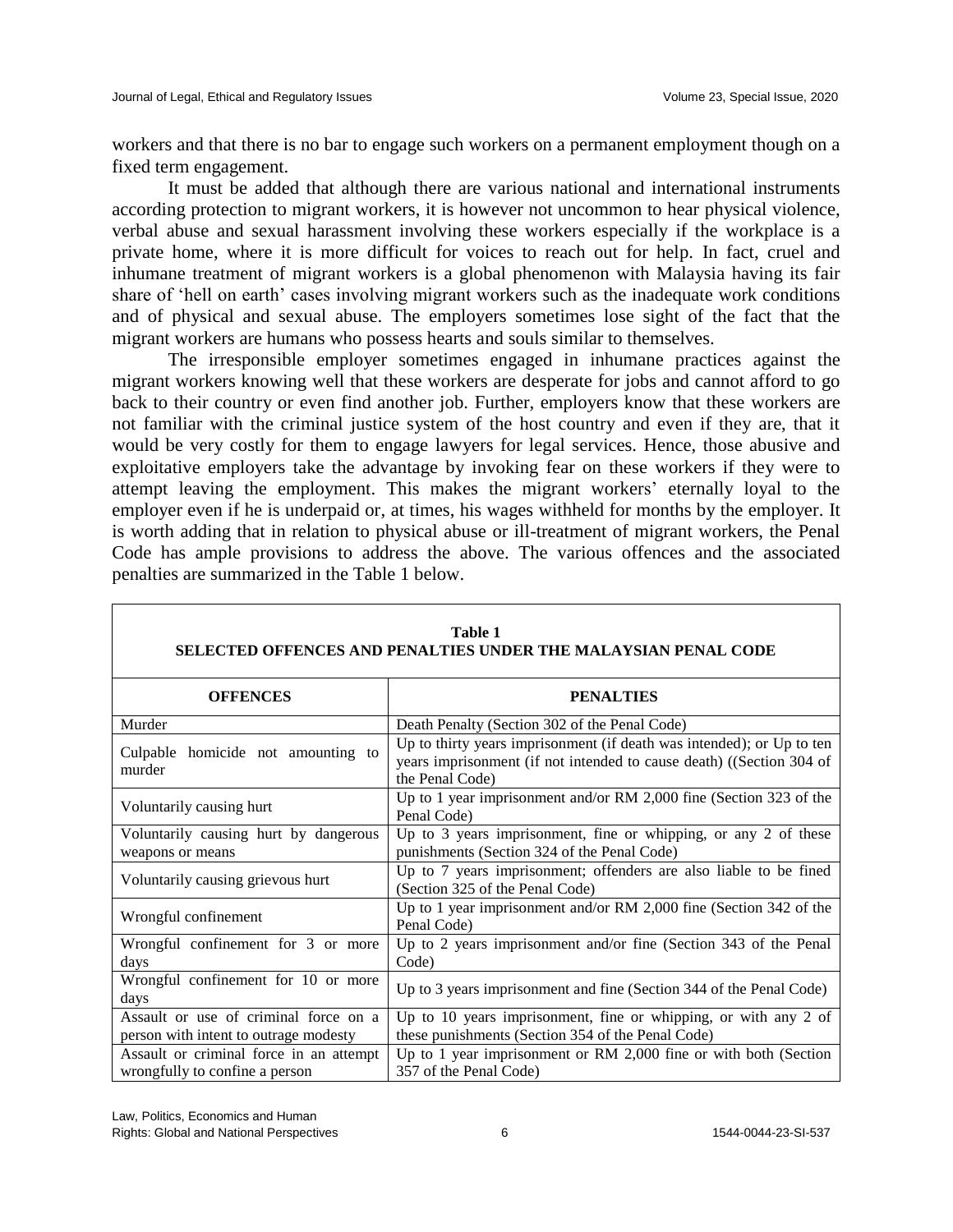workers and that there is no bar to engage such workers on a permanent employment though on a fixed term engagement.

It must be added that although there are various national and international instruments according protection to migrant workers, it is however not uncommon to hear physical violence, verbal abuse and sexual harassment involving these workers especially if the workplace is a private home, where it is more difficult for voices to reach out for help. In fact, cruel and inhumane treatment of migrant workers is a global phenomenon with Malaysia having its fair share of 'hell on earth' cases involving migrant workers such as the inadequate work conditions and of physical and sexual abuse. The employers sometimes lose sight of the fact that the migrant workers are humans who possess hearts and souls similar to themselves.

The irresponsible employer sometimes engaged in inhumane practices against the migrant workers knowing well that these workers are desperate for jobs and cannot afford to go back to their country or even find another job. Further, employers know that these workers are not familiar with the criminal justice system of the host country and even if they are, that it would be very costly for them to engage lawyers for legal services. Hence, those abusive and exploitative employers take the advantage by invoking fear on these workers if they were to attempt leaving the employment. This makes the migrant workers' eternally loyal to the employer even if he is underpaid or, at times, his wages withheld for months by the employer. It is worth adding that in relation to physical abuse or ill-treatment of migrant workers, the Penal Code has ample provisions to address the above. The various offences and the associated penalties are summarized in the Table 1 below.

**Table 1**
**SELECTED OFFENCES AND PENALTIES UNDER THE MALAYSIAN PENAL CODE**

| OFFENCES | PENALTIES |
|---|---|
| Murder | Death Penalty (Section 302 of the Penal Code) |
| Culpable homicide not amounting to murder | Up to thirty years imprisonment (if death was intended); or Up to ten years imprisonment (if not intended to cause death) ((Section 304 of the Penal Code) |
| Voluntarily causing hurt | Up to 1 year imprisonment and/or RM 2,000 fine (Section 323 of the Penal Code) |
| Voluntarily causing hurt by dangerous weapons or means | Up to 3 years imprisonment, fine or whipping, or any 2 of these punishments (Section 324 of the Penal Code) |
| Voluntarily causing grievous hurt | Up to 7 years imprisonment; offenders are also liable to be fined (Section 325 of the Penal Code) |
| Wrongful confinement | Up to 1 year imprisonment and/or RM 2,000 fine (Section 342 of the Penal Code) |
| Wrongful confinement for 3 or more days | Up to 2 years imprisonment and/or fine (Section 343 of the Penal Code) |
| Wrongful confinement for 10 or more days | Up to 3 years imprisonment and fine (Section 344 of the Penal Code) |
| Assault or use of criminal force on a person with intent to outrage modesty | Up to 10 years imprisonment, fine or whipping, or with any 2 of these punishments (Section 354 of the Penal Code) |
| Assault or criminal force in an attempt wrongfully to confine a person | Up to 1 year imprisonment or RM 2,000 fine or with both (Section 357 of the Penal Code) |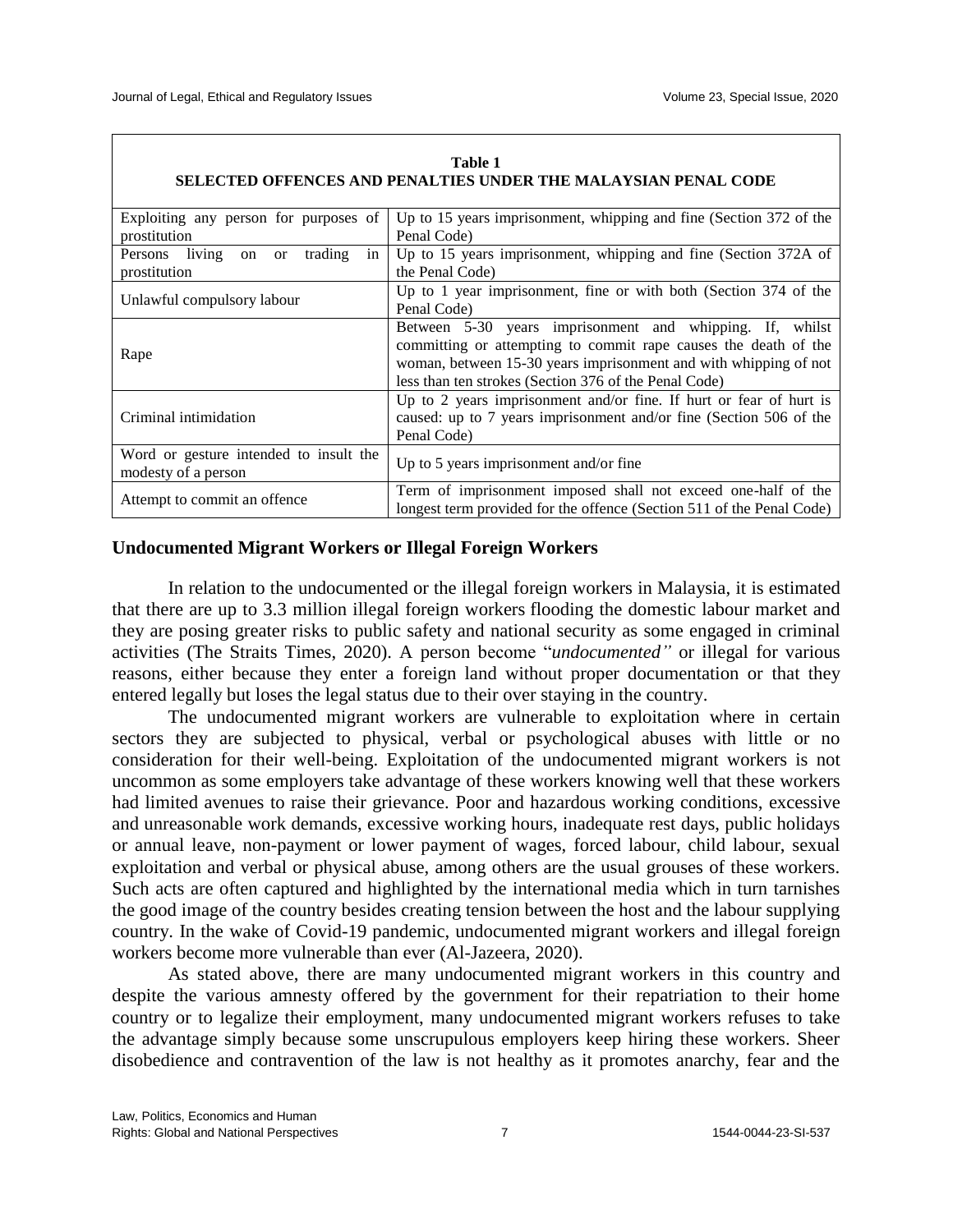**Table 1**
**SELECTED OFFENCES AND PENALTIES UNDER THE MALAYSIAN PENAL CODE**

| | |
|---|---|
| Exploiting any person for purposes of prostitution | Up to 15 years imprisonment, whipping and fine (Section 372 of the Penal Code) |
| Persons living on or trading in prostitution | Up to 15 years imprisonment, whipping and fine (Section 372A of the Penal Code) |
| Unlawful compulsory labour | Up to 1 year imprisonment, fine or with both (Section 374 of the Penal Code) |
| Rape | Between 5-30 years imprisonment and whipping. If, whilst committing or attempting to commit rape causes the death of the woman, between 15-30 years imprisonment and with whipping of not less than ten strokes (Section 376 of the Penal Code) |
| Criminal intimidation | Up to 2 years imprisonment and/or fine. If hurt or fear of hurt is caused: up to 7 years imprisonment and/or fine (Section 506 of the Penal Code) |
| Word or gesture intended to insult the modesty of a person | Up to 5 years imprisonment and/or fine |
| Attempt to commit an offence | Term of imprisonment imposed shall not exceed one-half of the longest term provided for the offence (Section 511 of the Penal Code) |

## Undocumented Migrant Workers or Illegal Foreign Workers

In relation to the undocumented or the illegal foreign workers in Malaysia, it is estimated that there are up to 3.3 million illegal foreign workers flooding the domestic labour market and they are posing greater risks to public safety and national security as some engaged in criminal activities (The Straits Times, 2020). A person become "*undocumented"* or illegal for various reasons, either because they enter a foreign land without proper documentation or that they entered legally but loses the legal status due to their over staying in the country.

The undocumented migrant workers are vulnerable to exploitation where in certain sectors they are subjected to physical, verbal or psychological abuses with little or no consideration for their well-being. Exploitation of the undocumented migrant workers is not uncommon as some employers take advantage of these workers knowing well that these workers had limited avenues to raise their grievance. Poor and hazardous working conditions, excessive and unreasonable work demands, excessive working hours, inadequate rest days, public holidays or annual leave, non-payment or lower payment of wages, forced labour, child labour, sexual exploitation and verbal or physical abuse, among others are the usual grouses of these workers. Such acts are often captured and highlighted by the international media which in turn tarnishes the good image of the country besides creating tension between the host and the labour supplying country. In the wake of Covid-19 pandemic, undocumented migrant workers and illegal foreign workers become more vulnerable than ever (Al-Jazeera, 2020).

As stated above, there are many undocumented migrant workers in this country and despite the various amnesty offered by the government for their repatriation to their home country or to legalize their employment, many undocumented migrant workers refuses to take the advantage simply because some unscrupulous employers keep hiring these workers. Sheer disobedience and contravention of the law is not healthy as it promotes anarchy, fear and the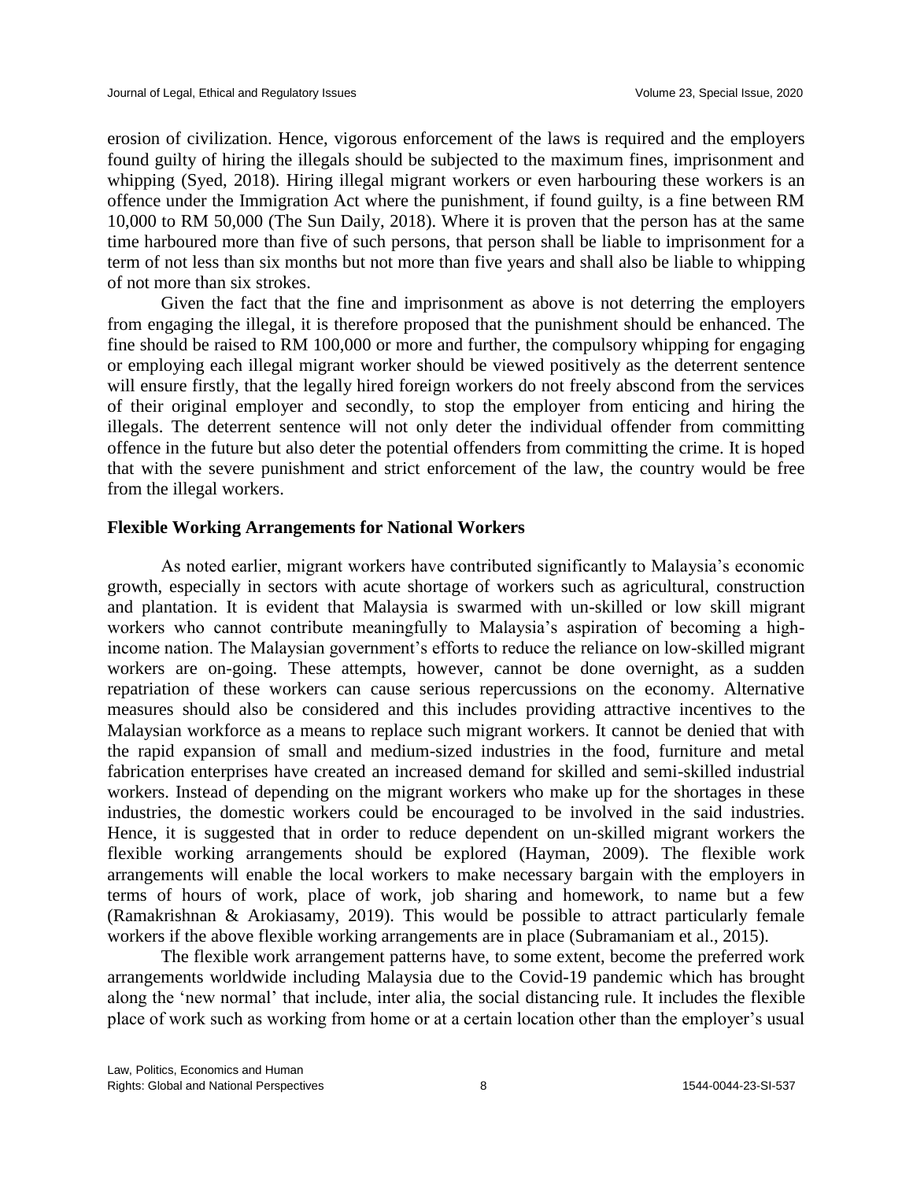erosion of civilization. Hence, vigorous enforcement of the laws is required and the employers found guilty of hiring the illegals should be subjected to the maximum fines, imprisonment and whipping (Syed, 2018). Hiring illegal migrant workers or even harbouring these workers is an offence under the Immigration Act where the punishment, if found guilty, is a fine between RM 10,000 to RM 50,000 (The Sun Daily, 2018). Where it is proven that the person has at the same time harboured more than five of such persons, that person shall be liable to imprisonment for a term of not less than six months but not more than five years and shall also be liable to whipping of not more than six strokes.

Given the fact that the fine and imprisonment as above is not deterring the employers from engaging the illegal, it is therefore proposed that the punishment should be enhanced. The fine should be raised to RM 100,000 or more and further, the compulsory whipping for engaging or employing each illegal migrant worker should be viewed positively as the deterrent sentence will ensure firstly, that the legally hired foreign workers do not freely abscond from the services of their original employer and secondly, to stop the employer from enticing and hiring the illegals. The deterrent sentence will not only deter the individual offender from committing offence in the future but also deter the potential offenders from committing the crime. It is hoped that with the severe punishment and strict enforcement of the law, the country would be free from the illegal workers.

## Flexible Working Arrangements for National Workers

As noted earlier, migrant workers have contributed significantly to Malaysia's economic growth, especially in sectors with acute shortage of workers such as agricultural, construction and plantation. It is evident that Malaysia is swarmed with un-skilled or low skill migrant workers who cannot contribute meaningfully to Malaysia's aspiration of becoming a high-income nation. The Malaysian government's efforts to reduce the reliance on low-skilled migrant workers are on-going. These attempts, however, cannot be done overnight, as a sudden repatriation of these workers can cause serious repercussions on the economy. Alternative measures should also be considered and this includes providing attractive incentives to the Malaysian workforce as a means to replace such migrant workers. It cannot be denied that with the rapid expansion of small and medium-sized industries in the food, furniture and metal fabrication enterprises have created an increased demand for skilled and semi-skilled industrial workers. Instead of depending on the migrant workers who make up for the shortages in these industries, the domestic workers could be encouraged to be involved in the said industries. Hence, it is suggested that in order to reduce dependent on un-skilled migrant workers the flexible working arrangements should be explored (Hayman, 2009). The flexible work arrangements will enable the local workers to make necessary bargain with the employers in terms of hours of work, place of work, job sharing and homework, to name but a few (Ramakrishnan & Arokiasamy, 2019). This would be possible to attract particularly female workers if the above flexible working arrangements are in place (Subramaniam et al., 2015).

The flexible work arrangement patterns have, to some extent, become the preferred work arrangements worldwide including Malaysia due to the Covid-19 pandemic which has brought along the 'new normal' that include, inter alia, the social distancing rule. It includes the flexible place of work such as working from home or at a certain location other than the employer's usual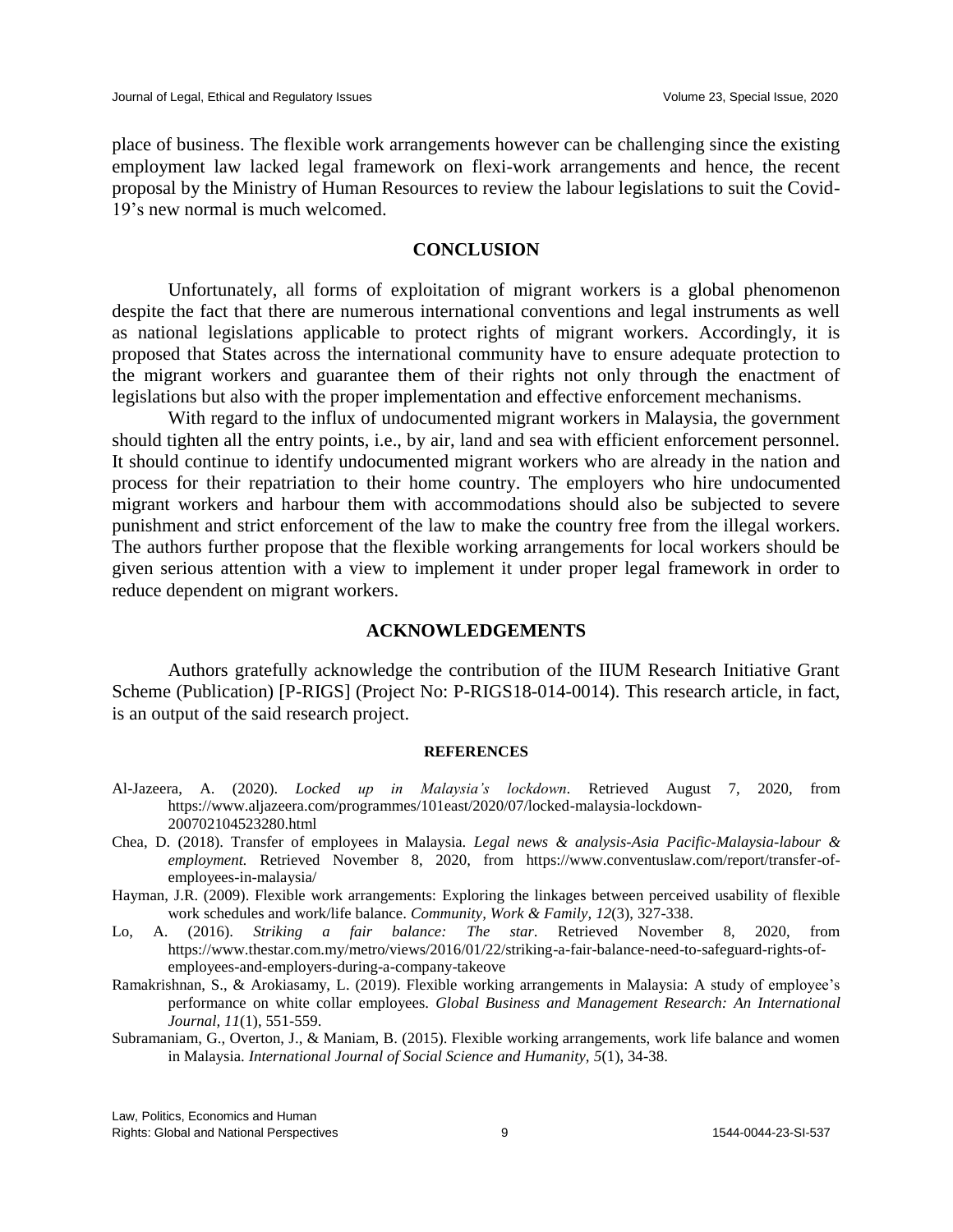place of business. The flexible work arrangements however can be challenging since the existing employment law lacked legal framework on flexi-work arrangements and hence, the recent proposal by the Ministry of Human Resources to review the labour legislations to suit the Covid-19's new normal is much welcomed.

## CONCLUSION

Unfortunately, all forms of exploitation of migrant workers is a global phenomenon despite the fact that there are numerous international conventions and legal instruments as well as national legislations applicable to protect rights of migrant workers. Accordingly, it is proposed that States across the international community have to ensure adequate protection to the migrant workers and guarantee them of their rights not only through the enactment of legislations but also with the proper implementation and effective enforcement mechanisms.

With regard to the influx of undocumented migrant workers in Malaysia, the government should tighten all the entry points, i.e., by air, land and sea with efficient enforcement personnel. It should continue to identify undocumented migrant workers who are already in the nation and process for their repatriation to their home country. The employers who hire undocumented migrant workers and harbour them with accommodations should also be subjected to severe punishment and strict enforcement of the law to make the country free from the illegal workers. The authors further propose that the flexible working arrangements for local workers should be given serious attention with a view to implement it under proper legal framework in order to reduce dependent on migrant workers.

## ACKNOWLEDGEMENTS

Authors gratefully acknowledge the contribution of the IIUM Research Initiative Grant Scheme (Publication) [P-RIGS] (Project No: P-RIGS18-014-0014). This research article, in fact, is an output of the said research project.

### REFERENCES

Al-Jazeera, A. (2020). *Locked up in Malaysia's lockdown*. Retrieved August 7, 2020, from https://www.aljazeera.com/programmes/101east/2020/07/locked-malaysia-lockdown-200702104523280.html

Chea, D. (2018). Transfer of employees in Malaysia. *Legal news & analysis-Asia Pacific-Malaysia-labour & employment.* Retrieved November 8, 2020, from https://www.conventuslaw.com/report/transfer-of-employees-in-malaysia/

Hayman, J.R. (2009). Flexible work arrangements: Exploring the linkages between perceived usability of flexible work schedules and work/life balance. *Community, Work & Family, 12*(3), 327-338.

Lo, A. (2016). *Striking a fair balance: The star*. Retrieved November 8, 2020, from https://www.thestar.com.my/metro/views/2016/01/22/striking-a-fair-balance-need-to-safeguard-rights-of-employees-and-employers-during-a-company-takeove

Ramakrishnan, S., & Arokiasamy, L. (2019). Flexible working arrangements in Malaysia: A study of employee's performance on white collar employees. *Global Business and Management Research: An International Journal, 11*(1), 551-559.

Subramaniam, G., Overton, J., & Maniam, B. (2015). Flexible working arrangements, work life balance and women in Malaysia. *International Journal of Social Science and Humanity, 5*(1), 34-38.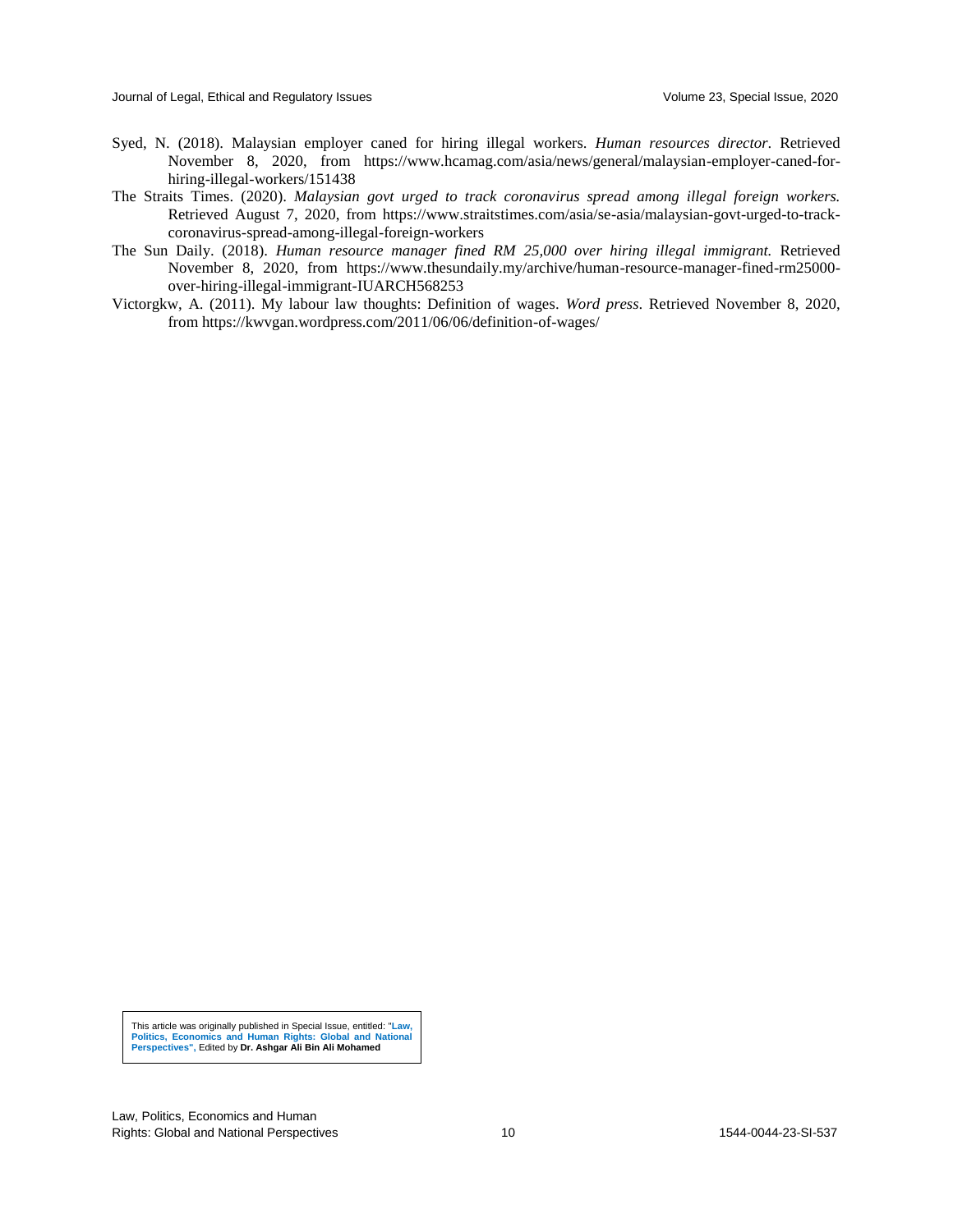Syed, N. (2018). Malaysian employer caned for hiring illegal workers. *Human resources director*. Retrieved November 8, 2020, from https://www.hcamag.com/asia/news/general/malaysian-employer-caned-for-hiring-illegal-workers/151438

The Straits Times. (2020). *Malaysian govt urged to track coronavirus spread among illegal foreign workers.* Retrieved August 7, 2020, from https://www.straitstimes.com/asia/se-asia/malaysian-govt-urged-to-track-coronavirus-spread-among-illegal-foreign-workers

The Sun Daily. (2018). *Human resource manager fined RM 25,000 over hiring illegal immigrant.* Retrieved November 8, 2020, from https://www.thesundaily.my/archive/human-resource-manager-fined-rm25000-over-hiring-illegal-immigrant-IUARCH568253

Victorgkw, A. (2011). My labour law thoughts: Definition of wages. *Word press*. Retrieved November 8, 2020, from https://kwvgan.wordpress.com/2011/06/06/definition-of-wages/

This article was originally published in Special Issue, entitled: "**Law, Politics, Economics and Human Rights: Global and National Perspectives**", Edited by **Dr. Ashgar Ali Bin Ali Mohamed**